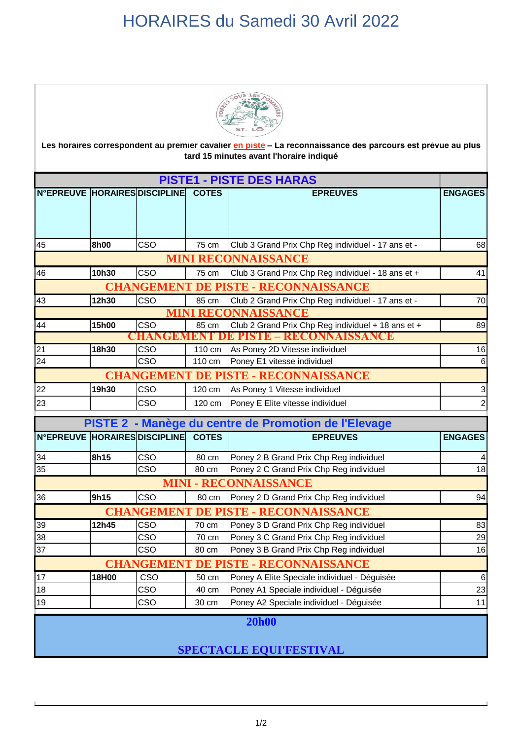# HORAIRES du Samedi 30 Avril 2022

**Les horaires correspondent au premier cavalier en piste – La reconnaissance des parcours est prévue au plus tard 15 minutes avant l'horaire indiqué**

## PISTE1 - PISTE DES HARAS

| N°EPREUVE | HORAIRES | DISCIPLINE | COTES | EPREUVES | ENGAGES |
|---|---|---|---|---|---|
| 45 | **8h00** | CSO | 75 cm | Club 3 Grand Prix Chp Reg individuel - 17 ans et - | 68 |
| **MINI RECONNAISSANCE** | | | | | |
| 46 | **10h30** | CSO | 75 cm | Club 3 Grand Prix Chp Reg individuel - 18 ans et + | 41 |
| **CHANGEMENT DE PISTE - RECONNAISSANCE** | | | | | |
| 43 | **12h30** | CSO | 85 cm | Club 2 Grand Prix Chp Reg individuel - 17 ans et - | 70 |
| **MINI RECONNAISSANCE** | | | | | |
| 44 | **15h00** | CSO | 85 cm | Club 2 Grand Prix Chp Reg individuel + 18 ans et + | 89 |
| **CHANGEMENT DE PISTE – RECONNAISSANCE** | | | | | |
| 21 | **18h30** | CSO | 110 cm | As Poney 2D Vitesse individuel | 16 |
| 24 | | CSO | 110 cm | Poney E1 vitesse individuel | 6 |
| **CHANGEMENT DE PISTE - RECONNAISSANCE** | | | | | |
| 22 | **19h30** | CSO | 120 cm | As Poney 1 Vitesse individuel | 3 |
| 23 | | CSO | 120 cm | Poney E Elite vitesse individuel | 2 |

## PISTE 2 - Manège du centre de Promotion de l'Elevage

| N°EPREUVE | HORAIRES | DISCIPLINE | COTES | EPREUVES | ENGAGES |
|---|---|---|---|---|---|
| 34 | **8h15** | CSO | 80 cm | Poney 2 B Grand Prix Chp Reg individuel | 4 |
| 35 | | CSO | 80 cm | Poney 2 C Grand Prix Chp Reg individuel | 18 |
| **MINI - RECONNAISSANCE** | | | | | |
| 36 | **9h15** | CSO | 80 cm | Poney 2 D Grand Prix Chp Reg individuel | 94 |
| **CHANGEMENT DE PISTE - RECONNAISSANCE** | | | | | |
| 39 | **12h45** | CSO | 70 cm | Poney 3 D Grand Prix Chp Reg individuel | 83 |
| 38 | | CSO | 70 cm | Poney 3 C Grand Prix Chp Reg individuel | 29 |
| 37 | | CSO | 80 cm | Poney 3 B Grand Prix Chp Reg individuel | 16 |
| **CHANGEMENT DE PISTE - RECONNAISSANCE** | | | | | |
| 17 | **18H00** | CSO | 50 cm | Poney A Elite Speciale individuel - Déguisée | 6 |
| 18 | | CSO | 40 cm | Poney A1 Speciale individuel - Déguisée | 23 |
| 19 | | CSO | 30 cm | Poney A2 Speciale individuel - Déguisée | 11 |

**20h00**

**SPECTACLE EQUI'FESTIVAL**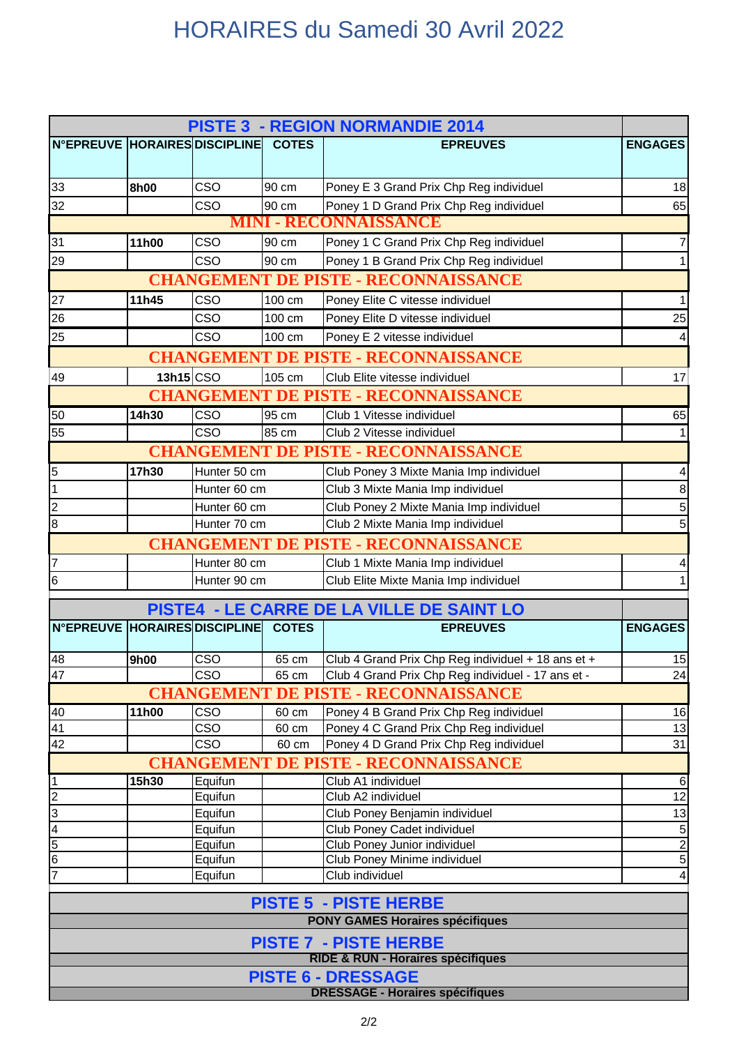# HORAIRES du Samedi 30 Avril 2022

| PISTE 3 - REGION NORMANDIE 2014 | | | | | |
|---|---|---|---|---|---|
| N°EPREUVE | HORAIRES | DISCIPLINE | COTES | EPREUVES | ENGAGES |
| 33 | 8h00 | CSO | 90 cm | Poney E 3 Grand Prix Chp Reg individuel | 18 |
| 32 | | CSO | 90 cm | Poney 1 D Grand Prix Chp Reg individuel | 65 |
| MINI - RECONNAISSANCE | | | | | |
| 31 | 11h00 | CSO | 90 cm | Poney 1 C Grand Prix Chp Reg individuel | 7 |
| 29 | | CSO | 90 cm | Poney 1 B Grand Prix Chp Reg individuel | 1 |
| CHANGEMENT DE PISTE - RECONNAISSANCE | | | | | |
| 27 | 11h45 | CSO | 100 cm | Poney Elite C vitesse individuel | 1 |
| 26 | | CSO | 100 cm | Poney Elite D vitesse individuel | 25 |
| 25 | | CSO | 100 cm | Poney E 2 vitesse individuel | 4 |
| CHANGEMENT DE PISTE - RECONNAISSANCE | | | | | |
| 49 | 13h15 | CSO | 105 cm | Club Elite vitesse individuel | 17 |
| CHANGEMENT DE PISTE - RECONNAISSANCE | | | | | |
| 50 | 14h30 | CSO | 95 cm | Club 1 Vitesse individuel | 65 |
| 55 | | CSO | 85 cm | Club 2 Vitesse individuel | 1 |
| CHANGEMENT DE PISTE - RECONNAISSANCE | | | | | |
| 5 | 17h30 | Hunter 50 cm | | Club Poney 3 Mixte Mania Imp individuel | 4 |
| 1 | | Hunter 60 cm | | Club 3 Mixte Mania Imp individuel | 8 |
| 2 | | Hunter 60 cm | | Club Poney 2 Mixte Mania Imp individuel | 5 |
| 8 | | Hunter 70 cm | | Club 2 Mixte Mania Imp individuel | 5 |
| CHANGEMENT DE PISTE - RECONNAISSANCE | | | | | |
| 7 | | Hunter 80 cm | | Club 1 Mixte Mania Imp individuel | 4 |
| 6 | | Hunter 90 cm | | Club Elite Mixte Mania Imp individuel | 1 |

| PISTE4 - LE CARRE DE LA VILLE DE SAINT LO | | | | | |
|---|---|---|---|---|---|
| N°EPREUVE | HORAIRES | DISCIPLINE | COTES | EPREUVES | ENGAGES |
| 48 | 9h00 | CSO | 65 cm | Club 4 Grand Prix Chp Reg individuel + 18 ans et + | 15 |
| 47 | | CSO | 65 cm | Club 4 Grand Prix Chp Reg individuel - 17 ans et - | 24 |
| CHANGEMENT DE PISTE - RECONNAISSANCE | | | | | |
| 40 | 11h00 | CSO | 60 cm | Poney 4 B Grand Prix Chp Reg individuel | 16 |
| 41 | | CSO | 60 cm | Poney 4 C Grand Prix Chp Reg individuel | 13 |
| 42 | | CSO | 60 cm | Poney 4 D Grand Prix Chp Reg individuel | 31 |
| CHANGEMENT DE PISTE - RECONNAISSANCE | | | | | |
| 1 | 15h30 | Equifun | | Club A1 individuel | 6 |
| 2 | | Equifun | | Club A2 individuel | 12 |
| 3 | | Equifun | | Club Poney Benjamin individuel | 13 |
| 4 | | Equifun | | Club Poney Cadet individuel | 5 |
| 5 | | Equifun | | Club Poney Junior individuel | 2 |
| 6 | | Equifun | | Club Poney Minime individuel | 5 |
| 7 | | Equifun | | Club individuel | 4 |

**PISTE 5 - PISTE HERBE**

**PONY GAMES Horaires spécifiques**

**PISTE 7 - PISTE HERBE**

**RIDE & RUN - Horaires spécifiques**

**PISTE 6 - DRESSAGE**

**DRESSAGE - Horaires spécifiques**